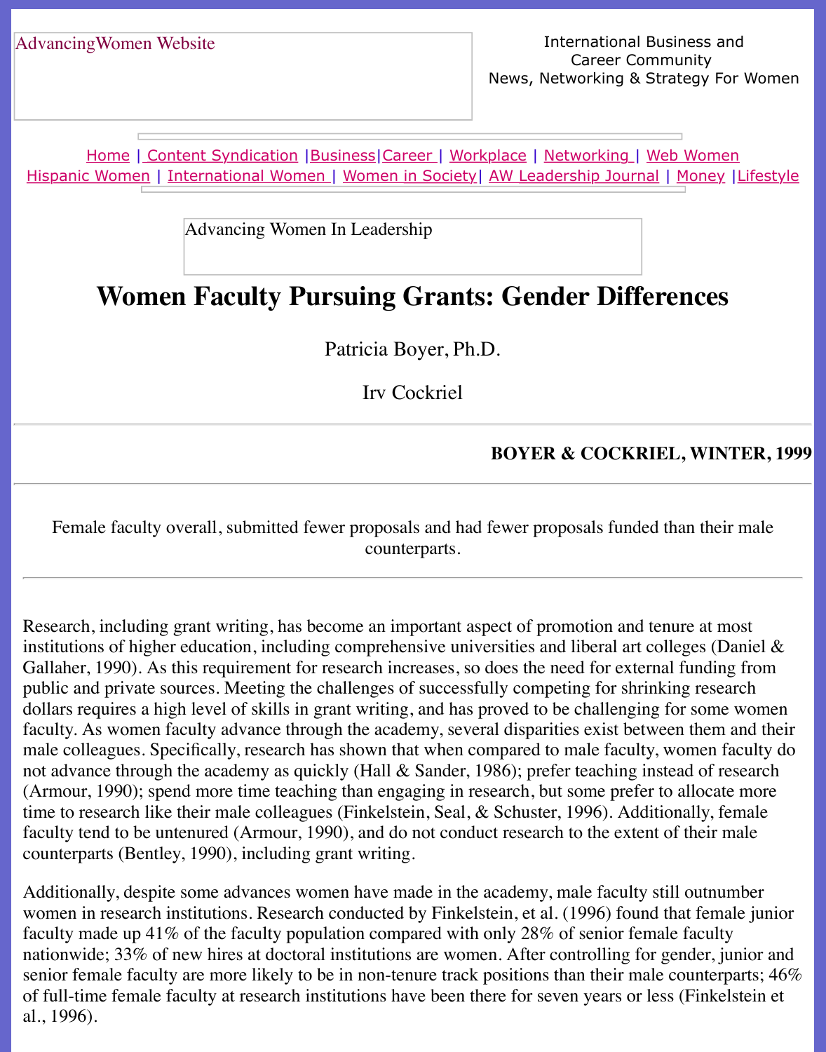AdvancingWomen Website

International Business and Career Community
News, Networking & Strategy For Women

Home | Content Syndication | Business | Career | Workplace | Networking | Web Women
Hispanic Women | International Women | Women in Society | AW Leadership Journal | Money | Lifestyle

Advancing Women In Leadership

# Women Faculty Pursuing Grants: Gender Differences

Patricia Boyer, Ph.D.

Irv Cockriel

**BOYER & COCKRIEL, WINTER, 1999**

---

Female faculty overall, submitted fewer proposals and had fewer proposals funded than their male counterparts.

---

Research, including grant writing, has become an important aspect of promotion and tenure at most institutions of higher education, including comprehensive universities and liberal art colleges (Daniel & Gallaher, 1990). As this requirement for research increases, so does the need for external funding from public and private sources. Meeting the challenges of successfully competing for shrinking research dollars requires a high level of skills in grant writing, and has proved to be challenging for some women faculty. As women faculty advance through the academy, several disparities exist between them and their male colleagues. Specifically, research has shown that when compared to male faculty, women faculty do not advance through the academy as quickly (Hall & Sander, 1986); prefer teaching instead of research (Armour, 1990); spend more time teaching than engaging in research, but some prefer to allocate more time to research like their male colleagues (Finkelstein, Seal, & Schuster, 1996). Additionally, female faculty tend to be untenured (Armour, 1990), and do not conduct research to the extent of their male counterparts (Bentley, 1990), including grant writing.

Additionally, despite some advances women have made in the academy, male faculty still outnumber women in research institutions. Research conducted by Finkelstein, et al. (1996) found that female junior faculty made up 41% of the faculty population compared with only 28% of senior female faculty nationwide; 33% of new hires at doctoral institutions are women. After controlling for gender, junior and senior female faculty are more likely to be in non-tenure track positions than their male counterparts; 46% of full-time female faculty at research institutions have been there for seven years or less (Finkelstein et al., 1996).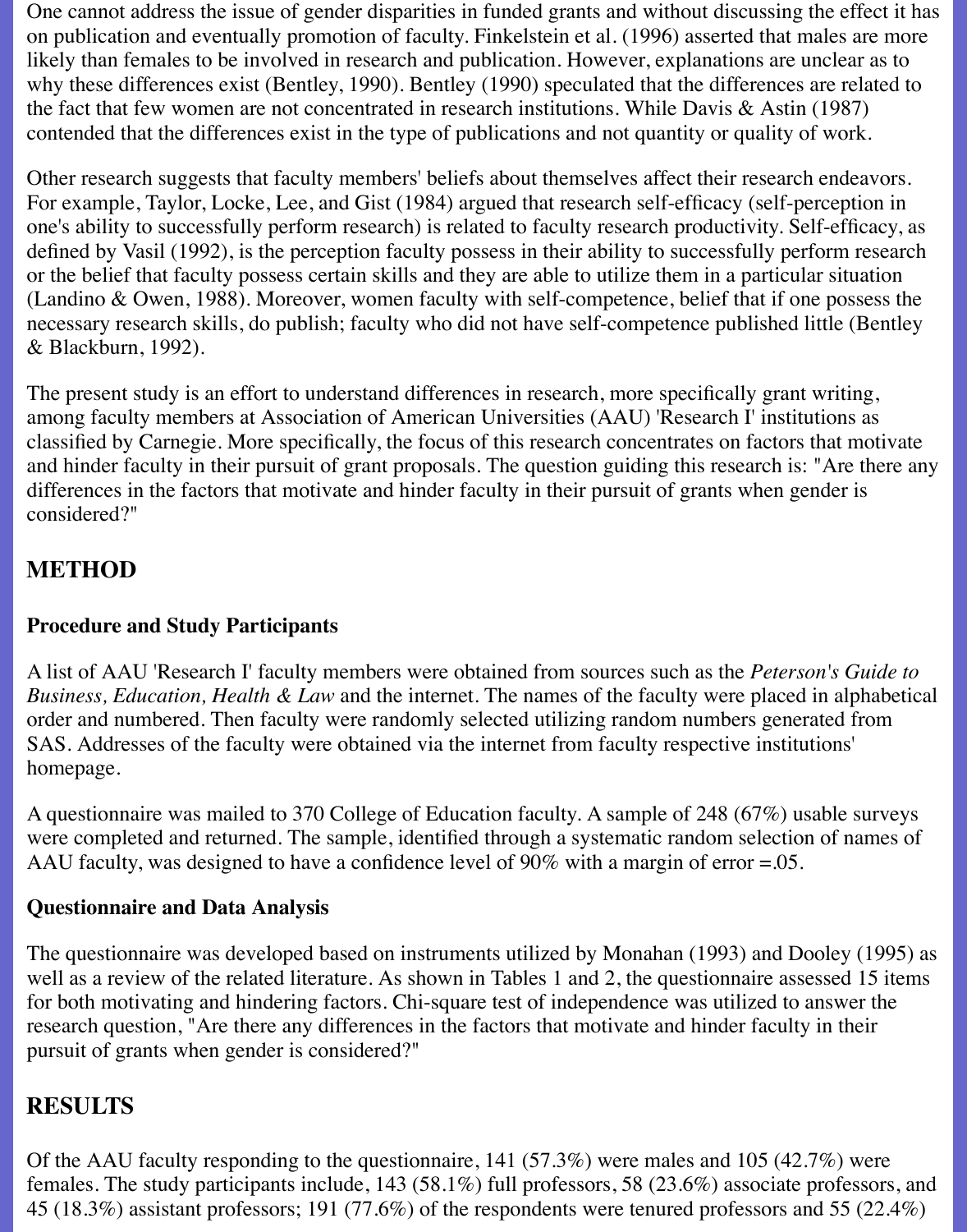One cannot address the issue of gender disparities in funded grants and without discussing the effect it has on publication and eventually promotion of faculty. Finkelstein et al. (1996) asserted that males are more likely than females to be involved in research and publication. However, explanations are unclear as to why these differences exist (Bentley, 1990). Bentley (1990) speculated that the differences are related to the fact that few women are not concentrated in research institutions. While Davis & Astin (1987) contended that the differences exist in the type of publications and not quantity or quality of work.

Other research suggests that faculty members' beliefs about themselves affect their research endeavors. For example, Taylor, Locke, Lee, and Gist (1984) argued that research self-efficacy (self-perception in one's ability to successfully perform research) is related to faculty research productivity. Self-efficacy, as defined by Vasil (1992), is the perception faculty possess in their ability to successfully perform research or the belief that faculty possess certain skills and they are able to utilize them in a particular situation (Landino & Owen, 1988). Moreover, women faculty with self-competence, belief that if one possess the necessary research skills, do publish; faculty who did not have self-competence published little (Bentley & Blackburn, 1992).

The present study is an effort to understand differences in research, more specifically grant writing, among faculty members at Association of American Universities (AAU) 'Research I' institutions as classified by Carnegie. More specifically, the focus of this research concentrates on factors that motivate and hinder faculty in their pursuit of grant proposals. The question guiding this research is: "Are there any differences in the factors that motivate and hinder faculty in their pursuit of grants when gender is considered?"

## METHOD

### Procedure and Study Participants

A list of AAU 'Research I' faculty members were obtained from sources such as the *Peterson's Guide to Business, Education, Health & Law* and the internet. The names of the faculty were placed in alphabetical order and numbered. Then faculty were randomly selected utilizing random numbers generated from SAS. Addresses of the faculty were obtained via the internet from faculty respective institutions' homepage.

A questionnaire was mailed to 370 College of Education faculty. A sample of 248 (67%) usable surveys were completed and returned. The sample, identified through a systematic random selection of names of AAU faculty, was designed to have a confidence level of 90% with a margin of error =.05.

### Questionnaire and Data Analysis

The questionnaire was developed based on instruments utilized by Monahan (1993) and Dooley (1995) as well as a review of the related literature. As shown in Tables 1 and 2, the questionnaire assessed 15 items for both motivating and hindering factors. Chi-square test of independence was utilized to answer the research question, "Are there any differences in the factors that motivate and hinder faculty in their pursuit of grants when gender is considered?"

## RESULTS

Of the AAU faculty responding to the questionnaire, 141 (57.3%) were males and 105 (42.7%) were females. The study participants include, 143 (58.1%) full professors, 58 (23.6%) associate professors, and 45 (18.3%) assistant professors; 191 (77.6%) of the respondents were tenured professors and 55 (22.4%)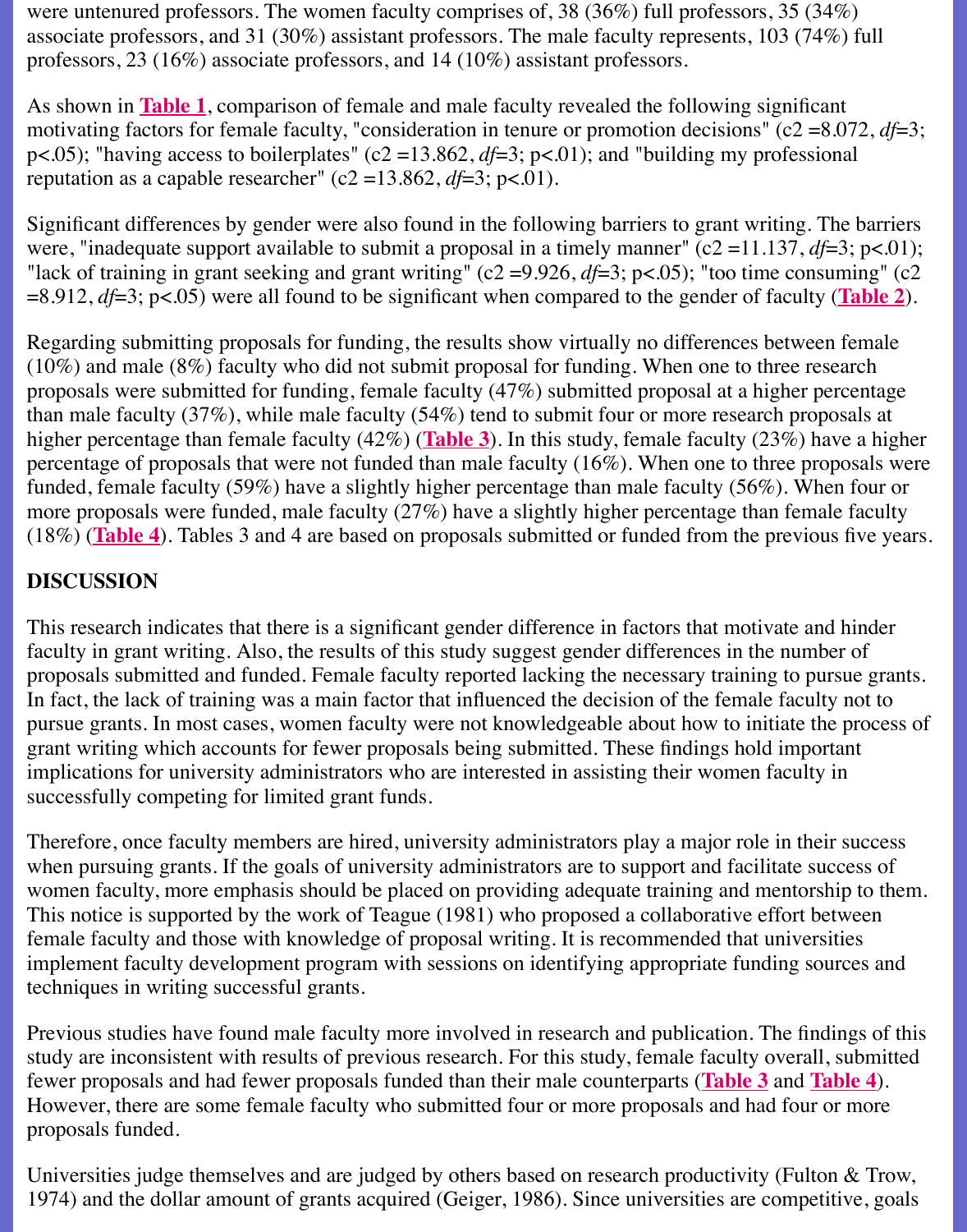were untenured professors. The women faculty comprises of, 38 (36%) full professors, 35 (34%) associate professors, and 31 (30%) assistant professors. The male faculty represents, 103 (74%) full professors, 23 (16%) associate professors, and 14 (10%) assistant professors.

As shown in **Table 1**, comparison of female and male faculty revealed the following significant motivating factors for female faculty, "consideration in tenure or promotion decisions" (c2 =8.072, *df*=3; p<.05); "having access to boilerplates" (c2 =13.862, *df*=3; p<.01); and "building my professional reputation as a capable researcher" (c2 =13.862, *df*=3; p<.01).

Significant differences by gender were also found in the following barriers to grant writing. The barriers were, "inadequate support available to submit a proposal in a timely manner" (c2 =11.137, *df*=3; p<.01); "lack of training in grant seeking and grant writing" (c2 =9.926, *df*=3; p<.05); "too time consuming" (c2 =8.912, *df*=3; p<.05) were all found to be significant when compared to the gender of faculty (**Table 2**).

Regarding submitting proposals for funding, the results show virtually no differences between female (10%) and male (8%) faculty who did not submit proposal for funding. When one to three research proposals were submitted for funding, female faculty (47%) submitted proposal at a higher percentage than male faculty (37%), while male faculty (54%) tend to submit four or more research proposals at higher percentage than female faculty (42%) (**Table 3**). In this study, female faculty (23%) have a higher percentage of proposals that were not funded than male faculty (16%). When one to three proposals were funded, female faculty (59%) have a slightly higher percentage than male faculty (56%). When four or more proposals were funded, male faculty (27%) have a slightly higher percentage than female faculty (18%) (**Table 4**). Tables 3 and 4 are based on proposals submitted or funded from the previous five years.

## DISCUSSION

This research indicates that there is a significant gender difference in factors that motivate and hinder faculty in grant writing. Also, the results of this study suggest gender differences in the number of proposals submitted and funded. Female faculty reported lacking the necessary training to pursue grants. In fact, the lack of training was a main factor that influenced the decision of the female faculty not to pursue grants. In most cases, women faculty were not knowledgeable about how to initiate the process of grant writing which accounts for fewer proposals being submitted. These findings hold important implications for university administrators who are interested in assisting their women faculty in successfully competing for limited grant funds.

Therefore, once faculty members are hired, university administrators play a major role in their success when pursuing grants. If the goals of university administrators are to support and facilitate success of women faculty, more emphasis should be placed on providing adequate training and mentorship to them. This notice is supported by the work of Teague (1981) who proposed a collaborative effort between female faculty and those with knowledge of proposal writing. It is recommended that universities implement faculty development program with sessions on identifying appropriate funding sources and techniques in writing successful grants.

Previous studies have found male faculty more involved in research and publication. The findings of this study are inconsistent with results of previous research. For this study, female faculty overall, submitted fewer proposals and had fewer proposals funded than their male counterparts (**Table 3** and **Table 4**). However, there are some female faculty who submitted four or more proposals and had four or more proposals funded.

Universities judge themselves and are judged by others based on research productivity (Fulton & Trow, 1974) and the dollar amount of grants acquired (Geiger, 1986). Since universities are competitive, goals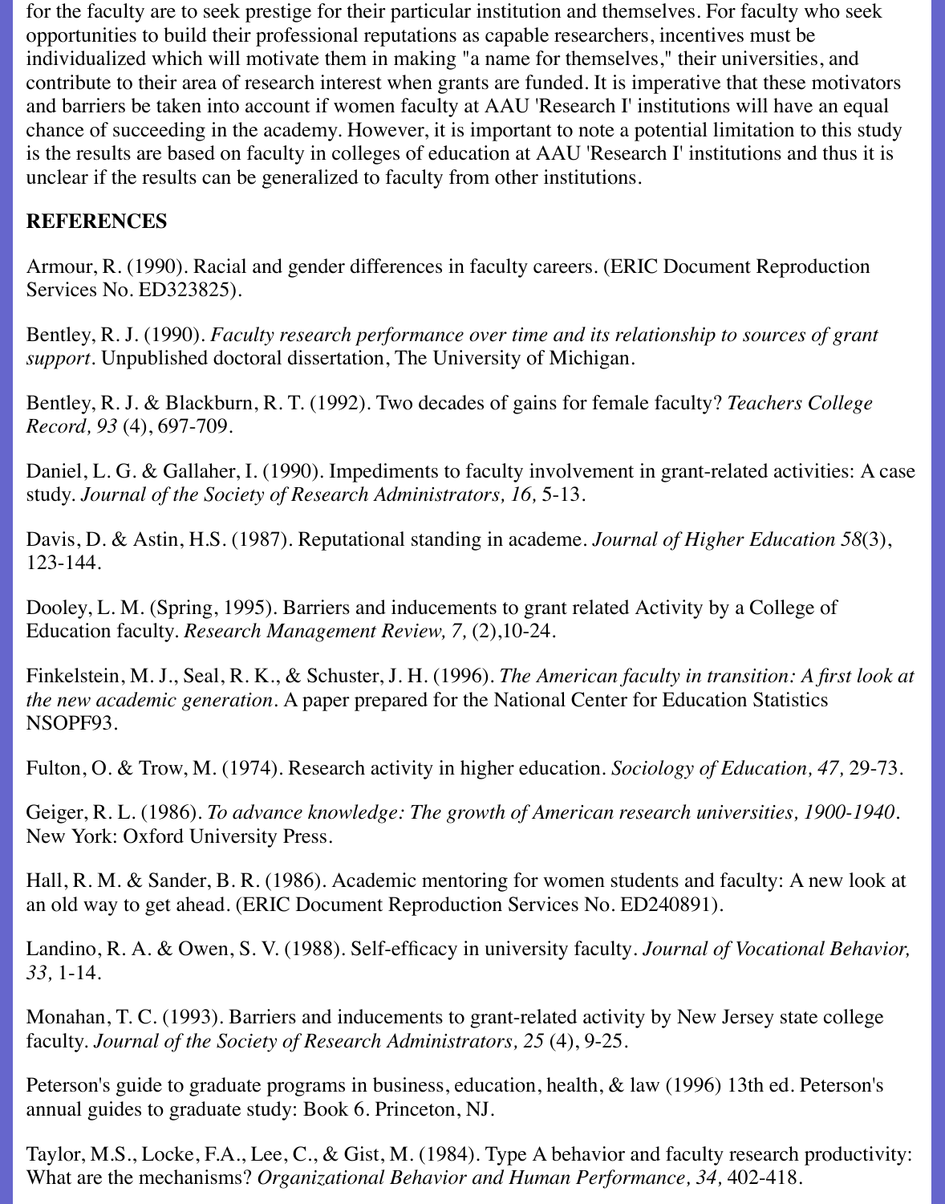for the faculty are to seek prestige for their particular institution and themselves. For faculty who seek opportunities to build their professional reputations as capable researchers, incentives must be individualized which will motivate them in making "a name for themselves," their universities, and contribute to their area of research interest when grants are funded. It is imperative that these motivators and barriers be taken into account if women faculty at AAU 'Research I' institutions will have an equal chance of succeeding in the academy. However, it is important to note a potential limitation to this study is the results are based on faculty in colleges of education at AAU 'Research I' institutions and thus it is unclear if the results can be generalized to faculty from other institutions.

**REFERENCES**

Armour, R. (1990). Racial and gender differences in faculty careers. (ERIC Document Reproduction Services No. ED323825).

Bentley, R. J. (1990). *Faculty research performance over time and its relationship to sources of grant support*. Unpublished doctoral dissertation, The University of Michigan.

Bentley, R. J. & Blackburn, R. T. (1992). Two decades of gains for female faculty? *Teachers College Record, 93* (4), 697-709.

Daniel, L. G. & Gallaher, I. (1990). Impediments to faculty involvement in grant-related activities: A case study. *Journal of the Society of Research Administrators, 16,* 5-13.

Davis, D. & Astin, H.S. (1987). Reputational standing in academe. *Journal of Higher Education 58*(3), 123-144.

Dooley, L. M. (Spring, 1995). Barriers and inducements to grant related Activity by a College of Education faculty. *Research Management Review, 7,* (2),10-24.

Finkelstein, M. J., Seal, R. K., & Schuster, J. H. (1996). *The American faculty in transition: A first look at the new academic generation*. A paper prepared for the National Center for Education Statistics NSOPF93.

Fulton, O. & Trow, M. (1974). Research activity in higher education. *Sociology of Education, 47,* 29-73.

Geiger, R. L. (1986). *To advance knowledge: The growth of American research universities, 1900-1940*. New York: Oxford University Press.

Hall, R. M. & Sander, B. R. (1986). Academic mentoring for women students and faculty: A new look at an old way to get ahead. (ERIC Document Reproduction Services No. ED240891).

Landino, R. A. & Owen, S. V. (1988). Self-efficacy in university faculty. *Journal of Vocational Behavior, 33,* 1-14.

Monahan, T. C. (1993). Barriers and inducements to grant-related activity by New Jersey state college faculty. *Journal of the Society of Research Administrators, 25* (4), 9-25.

Peterson's guide to graduate programs in business, education, health, & law (1996) 13th ed. Peterson's annual guides to graduate study: Book 6. Princeton, NJ.

Taylor, M.S., Locke, F.A., Lee, C., & Gist, M. (1984). Type A behavior and faculty research productivity: What are the mechanisms? *Organizational Behavior and Human Performance, 34,* 402-418.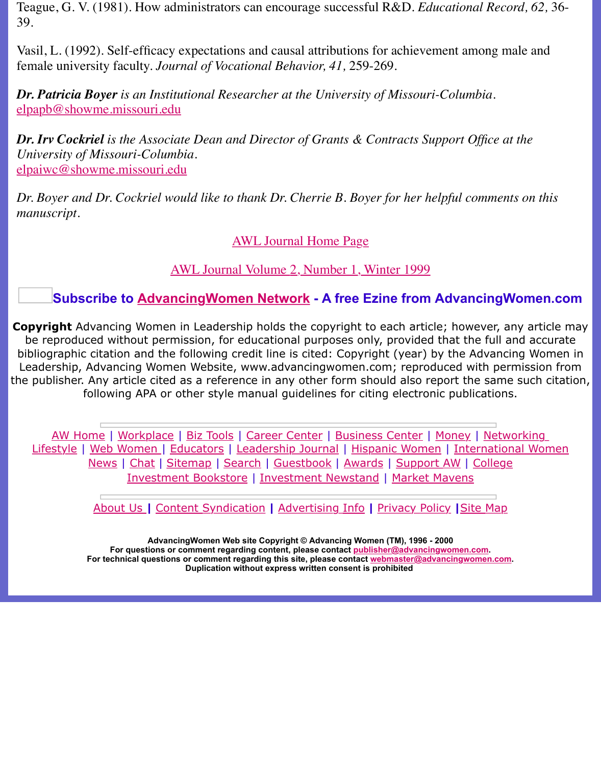Teague, G. V. (1981). How administrators can encourage successful R&D. *Educational Record, 62,* 36-39.

Vasil, L. (1992). Self-efficacy expectations and causal attributions for achievement among male and female university faculty. *Journal of Vocational Behavior, 41,* 259-269.

***Dr. Patricia Boyer*** *is an Institutional Researcher at the University of Missouri-Columbia.*
elpapb@showme.missouri.edu

***Dr. Irv Cockriel*** *is the Associate Dean and Director of Grants & Contracts Support Office at the University of Missouri-Columbia.*
elpaiwc@showme.missouri.edu

*Dr. Boyer and Dr. Cockriel would like to thank Dr. Cherrie B. Boyer for her helpful comments on this manuscript.*

AWL Journal Home Page

AWL Journal Volume 2, Number 1, Winter 1999

**Subscribe to AdvancingWomen Network - A free Ezine from AdvancingWomen.com**

**Copyright** Advancing Women in Leadership holds the copyright to each article; however, any article may be reproduced without permission, for educational purposes only, provided that the full and accurate bibliographic citation and the following credit line is cited: Copyright (year) by the Advancing Women in Leadership, Advancing Women Website, www.advancingwomen.com; reproduced with permission from the publisher. Any article cited as a reference in any other form should also report the same such citation, following APA or other style manual guidelines for citing electronic publications.

---

AW Home | Workplace | Biz Tools | Career Center | Business Center | Money | Networking Lifestyle | Web Women | Educators | Leadership Journal | Hispanic Women | International Women News | Chat | Sitemap | Search | Guestbook | Awards | Support AW | College Investment Bookstore | Investment Newstand | Market Mavens

---

About Us | Content Syndication | Advertising Info | Privacy Policy | Site Map

**AdvancingWomen Web site Copyright © Advancing Women (TM), 1996 - 2000**
**For questions or comment regarding content, please contact publisher@advancingwomen.com.**
**For technical questions or comment regarding this site, please contact webmaster@advancingwomen.com.**
**Duplication without express written consent is prohibited**